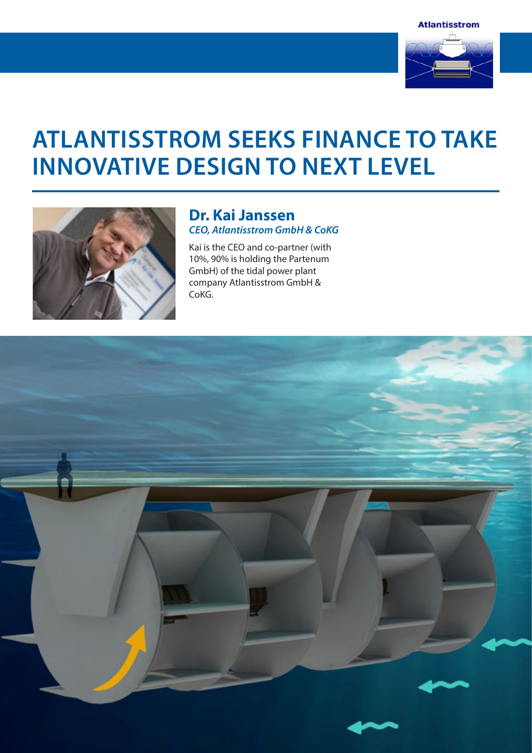# ATLANTISSTROM SEEKS FINANCE TO TAKE INNOVATIVE DESIGN TO NEXT LEVEL

## Dr. Kai Janssen

***CEO, Atlantisstrom GmbH & CoKG***

Kai is the CEO and co-partner (with 10%, 90% is holding the Partenum GmbH) of the tidal power plant company Atlantisstrom GmbH & CoKG.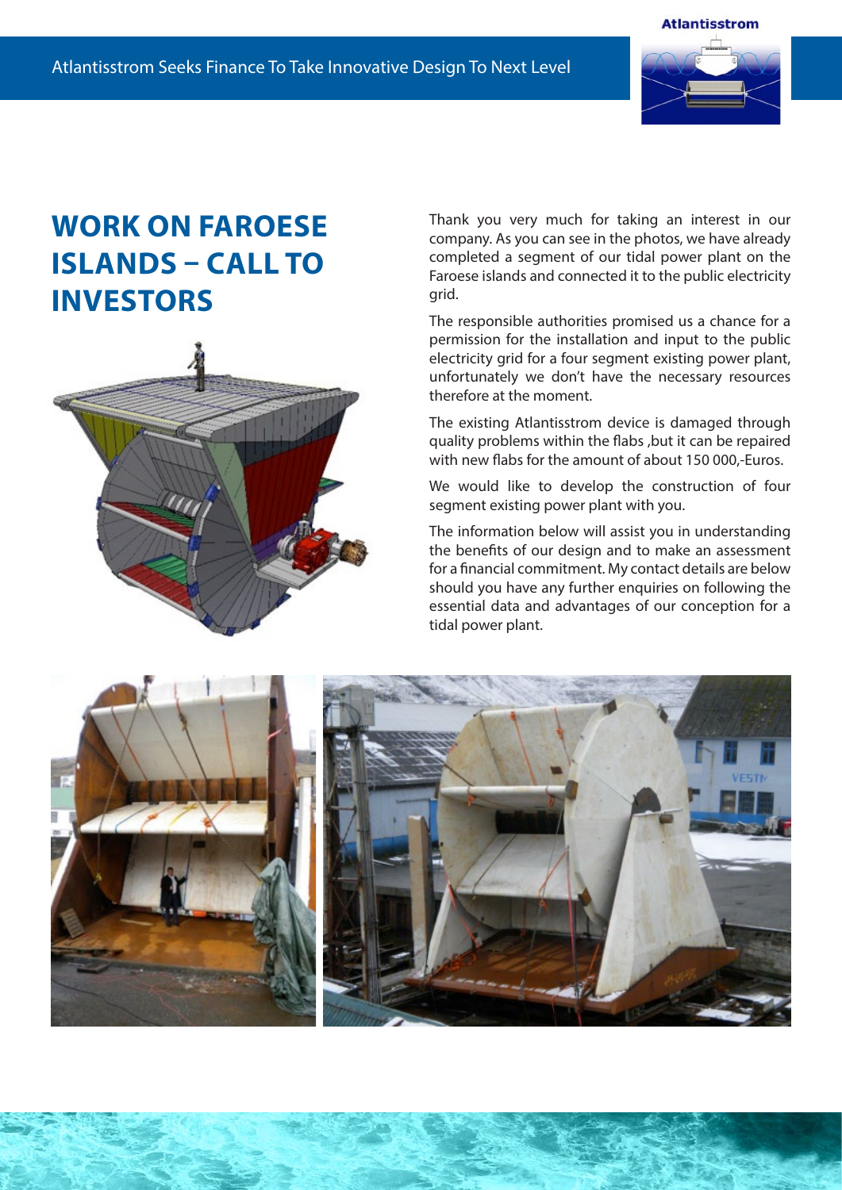# WORK ON FAROESE ISLANDS – CALL TO INVESTORS

Thank you very much for taking an interest in our company. As you can see in the photos, we have already completed a segment of our tidal power plant on the Faroese islands and connected it to the public electricity grid.

The responsible authorities promised us a chance for a permission for the installation and input to the public electricity grid for a four segment existing power plant, unfortunately we don't have the necessary resources therefore at the moment.

The existing Atlantisstrom device is damaged through quality problems within the flabs ,but it can be repaired with new flabs for the amount of about 150 000,-Euros.

We would like to develop the construction of four segment existing power plant with you.

The information below will assist you in understanding the benefits of our design and to make an assessment for a financial commitment. My contact details are below should you have any further enquiries on following the essential data and advantages of our conception for a tidal power plant.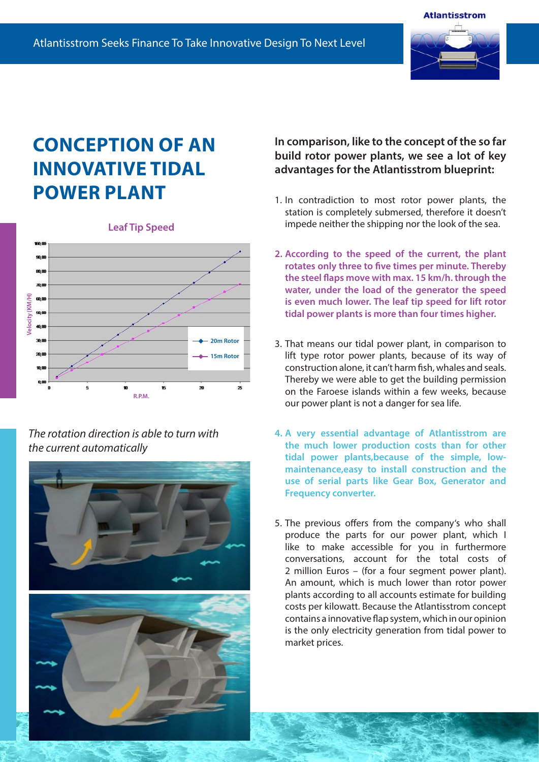# CONCEPTION OF AN INNOVATIVE TIDAL POWER PLANT

*The rotation direction is able to turn with the current automatically*

**In comparison, like to the concept of the so far build rotor power plants, we see a lot of key advantages for the Atlantisstrom blueprint:**

1. In contradiction to most rotor power plants, the station is completely submersed, therefore it doesn't impede neither the shipping nor the look of the sea.
2. **According to the speed of the current, the plant rotates only three to five times per minute. Thereby the steel flaps move with max. 15 km/h. through the water, under the load of the generator the speed is even much lower. The leaf tip speed for lift rotor tidal power plants is more than four times higher.**
3. That means our tidal power plant, in comparison to lift type rotor power plants, because of its way of construction alone, it can't harm fish, whales and seals. Thereby we were able to get the building permission on the Faroese islands within a few weeks, because our power plant is not a danger for sea life.
4. **A very essential advantage of Atlantisstrom are the much lower production costs than for other tidal power plants,because of the simple, low-maintenance,easy to install construction and the use of serial parts like Gear Box, Generator and Frequency converter.**
5. The previous offers from the company's who shall produce the parts for our power plant, which I like to make accessible for you in furthermore conversations, account for the total costs of 2 million Euros – (for a four segment power plant). An amount, which is much lower than rotor power plants according to all accounts estimate for building costs per kilowatt. Because the Atlantisstrom concept contains a innovative flap system, which in our opinion is the only electricity generation from tidal power to market prices.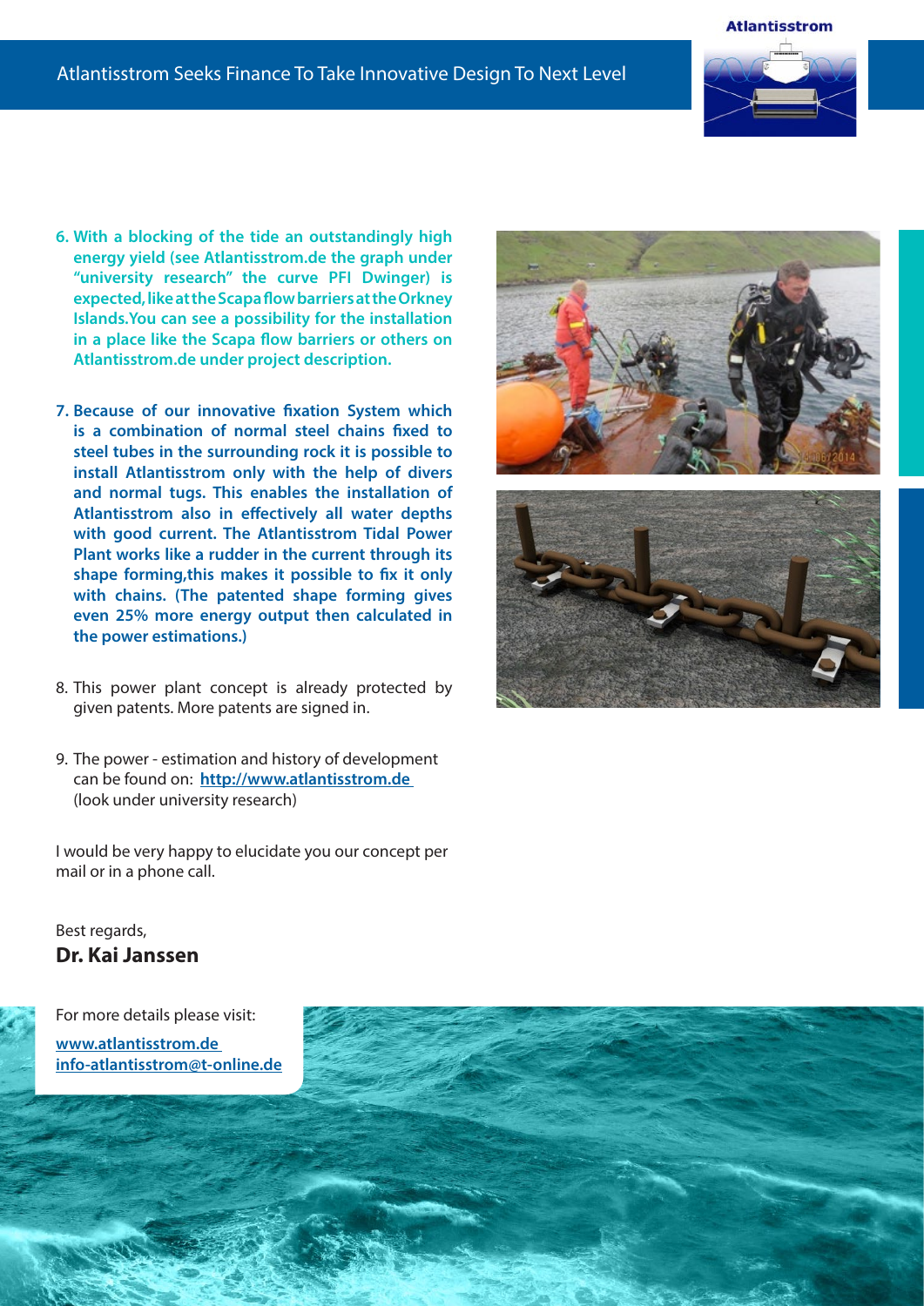6. **With a blocking of the tide an outstandingly high energy yield (see Atlantisstrom.de the graph under "university research" the curve PFI Dwinger) is expected, like at the Scapa flow barriers at the Orkney Islands. You can see a possibility for the installation in a place like the Scapa flow barriers or others on Atlantisstrom.de under project description.**

7. **Because of our innovative fixation System which is a combination of normal steel chains fixed to steel tubes in the surrounding rock it is possible to install Atlantisstrom only with the help of divers and normal tugs. This enables the installation of Atlantisstrom also in effectively all water depths with good current. The Atlantisstrom Tidal Power Plant works like a rudder in the current through its shape forming, this makes it possible to fix it only with chains. (The patented shape forming gives even 25% more energy output then calculated in the power estimations.)**

8. This power plant concept is already protected by given patents. More patents are signed in.

9. The power - estimation and history of development can be found on: [http://www.atlantisstrom.de](http://www.atlantisstrom.de) (look under university research)

I would be very happy to elucidate you our concept per mail or in a phone call.

Best regards,
**Dr. Kai Janssen**

For more details please visit:
[www.atlantisstrom.de](http://www.atlantisstrom.de)
info-atlantisstrom@t-online.de